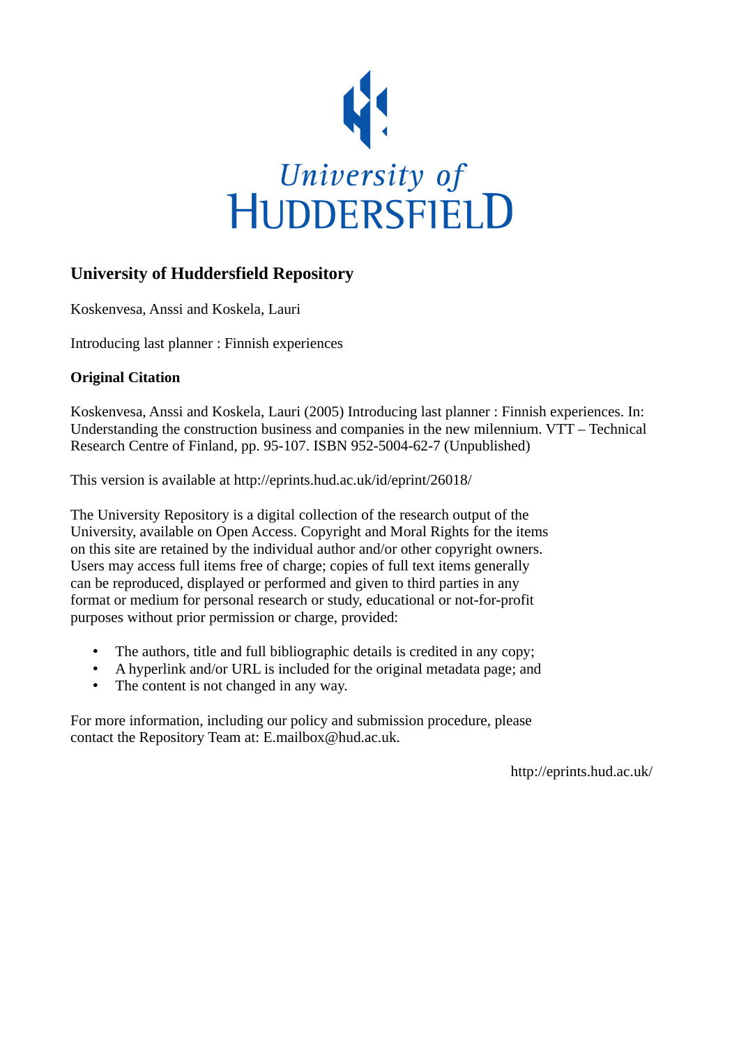University of HUDDERSFIELD

## University of Huddersfield Repository

Koskenvesa, Anssi and Koskela, Lauri

Introducing last planner : Finnish experiences

### Original Citation

Koskenvesa, Anssi and Koskela, Lauri (2005) Introducing last planner : Finnish experiences. In: Understanding the construction business and companies in the new millennium. VTT – Technical Research Centre of Finland, pp. 95-107. ISBN 952-5004-62-7 (Unpublished)

This version is available at http://eprints.hud.ac.uk/id/eprint/26018/

The University Repository is a digital collection of the research output of the University, available on Open Access. Copyright and Moral Rights for the items on this site are retained by the individual author and/or other copyright owners. Users may access full items free of charge; copies of full text items generally can be reproduced, displayed or performed and given to third parties in any format or medium for personal research or study, educational or not-for-profit purposes without prior permission or charge, provided:

- The authors, title and full bibliographic details is credited in any copy;
- A hyperlink and/or URL is included for the original metadata page; and
- The content is not changed in any way.

For more information, including our policy and submission procedure, please contact the Repository Team at: E.mailbox@hud.ac.uk.

http://eprints.hud.ac.uk/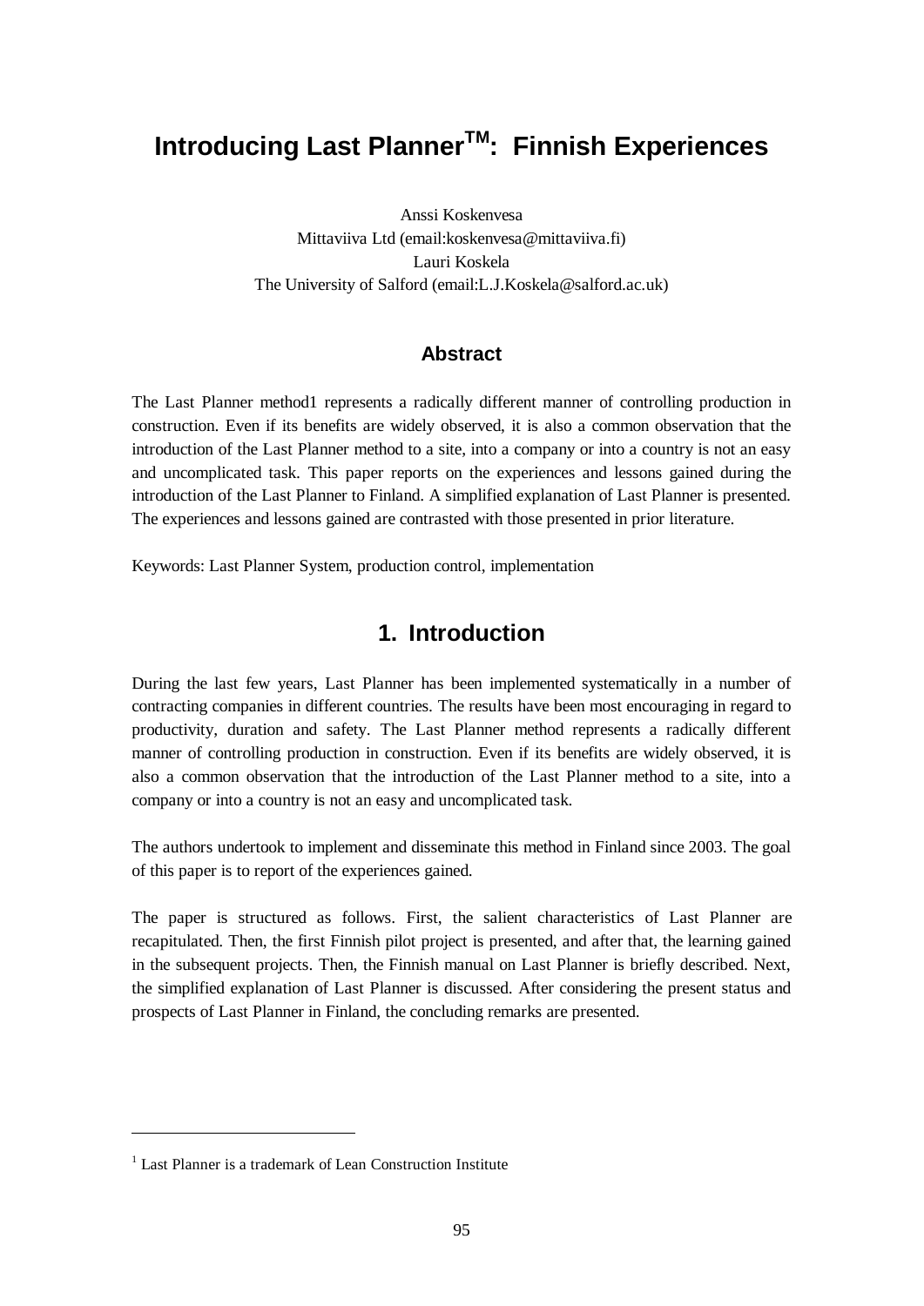# Introducing Last Planner$^{TM}$: Finnish Experiences

Anssi Koskenvesa
Mittaviiva Ltd (email:koskenvesa@mittaviiva.fi)
Lauri Koskela
The University of Salford (email:L.J.Koskela@salford.ac.uk)

## Abstract

The Last Planner method1 represents a radically different manner of controlling production in construction. Even if its benefits are widely observed, it is also a common observation that the introduction of the Last Planner method to a site, into a company or into a country is not an easy and uncomplicated task. This paper reports on the experiences and lessons gained during the introduction of the Last Planner to Finland. A simplified explanation of Last Planner is presented. The experiences and lessons gained are contrasted with those presented in prior literature.

Keywords: Last Planner System, production control, implementation

## 1. Introduction

During the last few years, Last Planner has been implemented systematically in a number of contracting companies in different countries. The results have been most encouraging in regard to productivity, duration and safety. The Last Planner method represents a radically different manner of controlling production in construction. Even if its benefits are widely observed, it is also a common observation that the introduction of the Last Planner method to a site, into a company or into a country is not an easy and uncomplicated task.

The authors undertook to implement and disseminate this method in Finland since 2003. The goal of this paper is to report of the experiences gained.

The paper is structured as follows. First, the salient characteristics of Last Planner are recapitulated. Then, the first Finnish pilot project is presented, and after that, the learning gained in the subsequent projects. Then, the Finnish manual on Last Planner is briefly described. Next, the simplified explanation of Last Planner is discussed. After considering the present status and prospects of Last Planner in Finland, the concluding remarks are presented.

[1] Last Planner is a trademark of Lean Construction Institute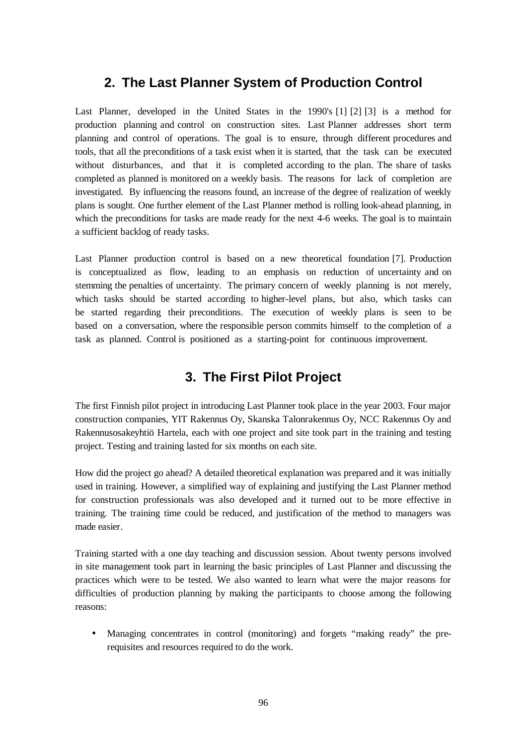## 2. The Last Planner System of Production Control

Last Planner, developed in the United States in the 1990's [1] [2] [3] is a method for production planning and control on construction sites. Last Planner addresses short term planning and control of operations. The goal is to ensure, through different procedures and tools, that all the preconditions of a task exist when it is started, that the task can be executed without disturbances, and that it is completed according to the plan. The share of tasks completed as planned is monitored on a weekly basis. The reasons for lack of completion are investigated. By influencing the reasons found, an increase of the degree of realization of weekly plans is sought. One further element of the Last Planner method is rolling look-ahead planning, in which the preconditions for tasks are made ready for the next 4-6 weeks. The goal is to maintain a sufficient backlog of ready tasks.

Last Planner production control is based on a new theoretical foundation [7]. Production is conceptualized as flow, leading to an emphasis on reduction of uncertainty and on stemming the penalties of uncertainty. The primary concern of weekly planning is not merely, which tasks should be started according to higher-level plans, but also, which tasks can be started regarding their preconditions. The execution of weekly plans is seen to be based on a conversation, where the responsible person commits himself to the completion of a task as planned. Control is positioned as a starting-point for continuous improvement.

## 3. The First Pilot Project

The first Finnish pilot project in introducing Last Planner took place in the year 2003. Four major construction companies, YIT Rakennus Oy, Skanska Talonrakennus Oy, NCC Rakennus Oy and Rakennusosakeyhtiö Hartela, each with one project and site took part in the training and testing project. Testing and training lasted for six months on each site.

How did the project go ahead? A detailed theoretical explanation was prepared and it was initially used in training. However, a simplified way of explaining and justifying the Last Planner method for construction professionals was also developed and it turned out to be more effective in training. The training time could be reduced, and justification of the method to managers was made easier.

Training started with a one day teaching and discussion session. About twenty persons involved in site management took part in learning the basic principles of Last Planner and discussing the practices which were to be tested. We also wanted to learn what were the major reasons for difficulties of production planning by making the participants to choose among the following reasons:

- Managing concentrates in control (monitoring) and forgets "making ready" the pre-requisites and resources required to do the work.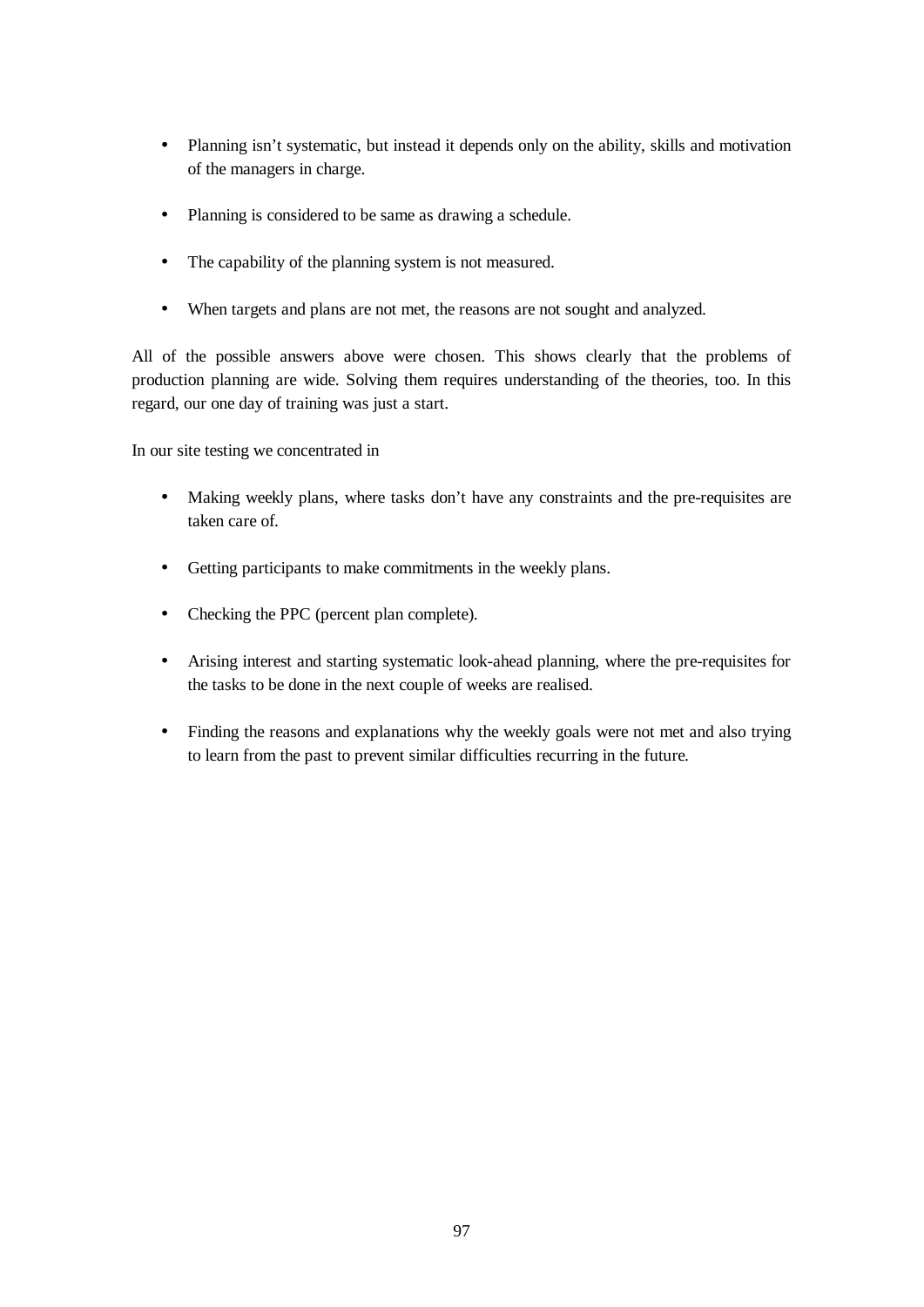- Planning isn't systematic, but instead it depends only on the ability, skills and motivation of the managers in charge.

- Planning is considered to be same as drawing a schedule.

- The capability of the planning system is not measured.

- When targets and plans are not met, the reasons are not sought and analyzed.

All of the possible answers above were chosen. This shows clearly that the problems of production planning are wide. Solving them requires understanding of the theories, too. In this regard, our one day of training was just a start.

In our site testing we concentrated in

- Making weekly plans, where tasks don't have any constraints and the pre-requisites are taken care of.

- Getting participants to make commitments in the weekly plans.

- Checking the PPC (percent plan complete).

- Arising interest and starting systematic look-ahead planning, where the pre-requisites for the tasks to be done in the next couple of weeks are realised.

- Finding the reasons and explanations why the weekly goals were not met and also trying to learn from the past to prevent similar difficulties recurring in the future.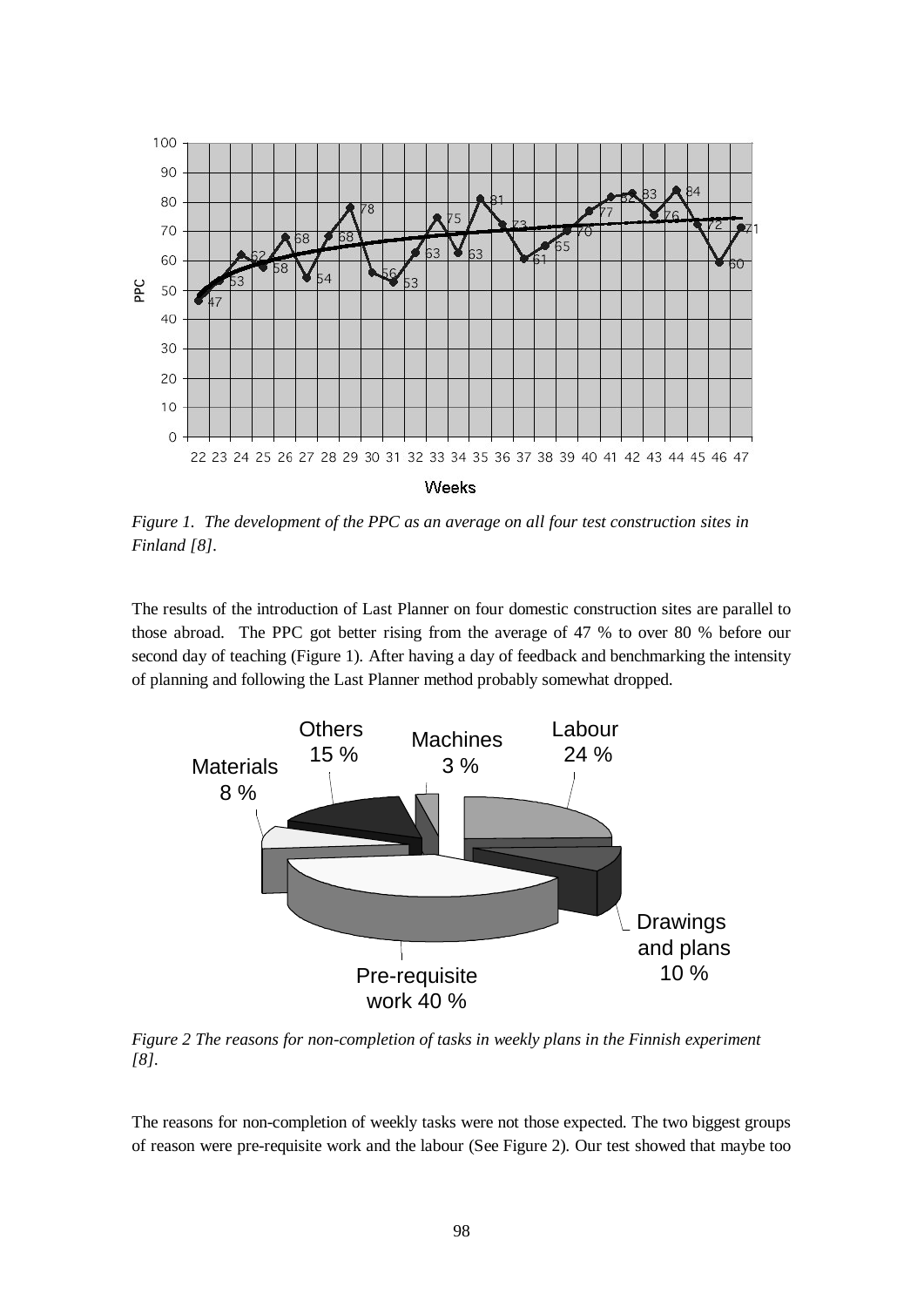*Figure 1. The development of the PPC as an average on all four test construction sites in Finland [8].*

The results of the introduction of Last Planner on four domestic construction sites are parallel to those abroad. The PPC got better rising from the average of 47 % to over 80 % before our second day of teaching (Figure 1). After having a day of feedback and benchmarking the intensity of planning and following the Last Planner method probably somewhat dropped.

*Figure 2 The reasons for non-completion of tasks in weekly plans in the Finnish experiment [8].*

The reasons for non-completion of weekly tasks were not those expected. The two biggest groups of reason were pre-requisite work and the labour (See Figure 2). Our test showed that maybe too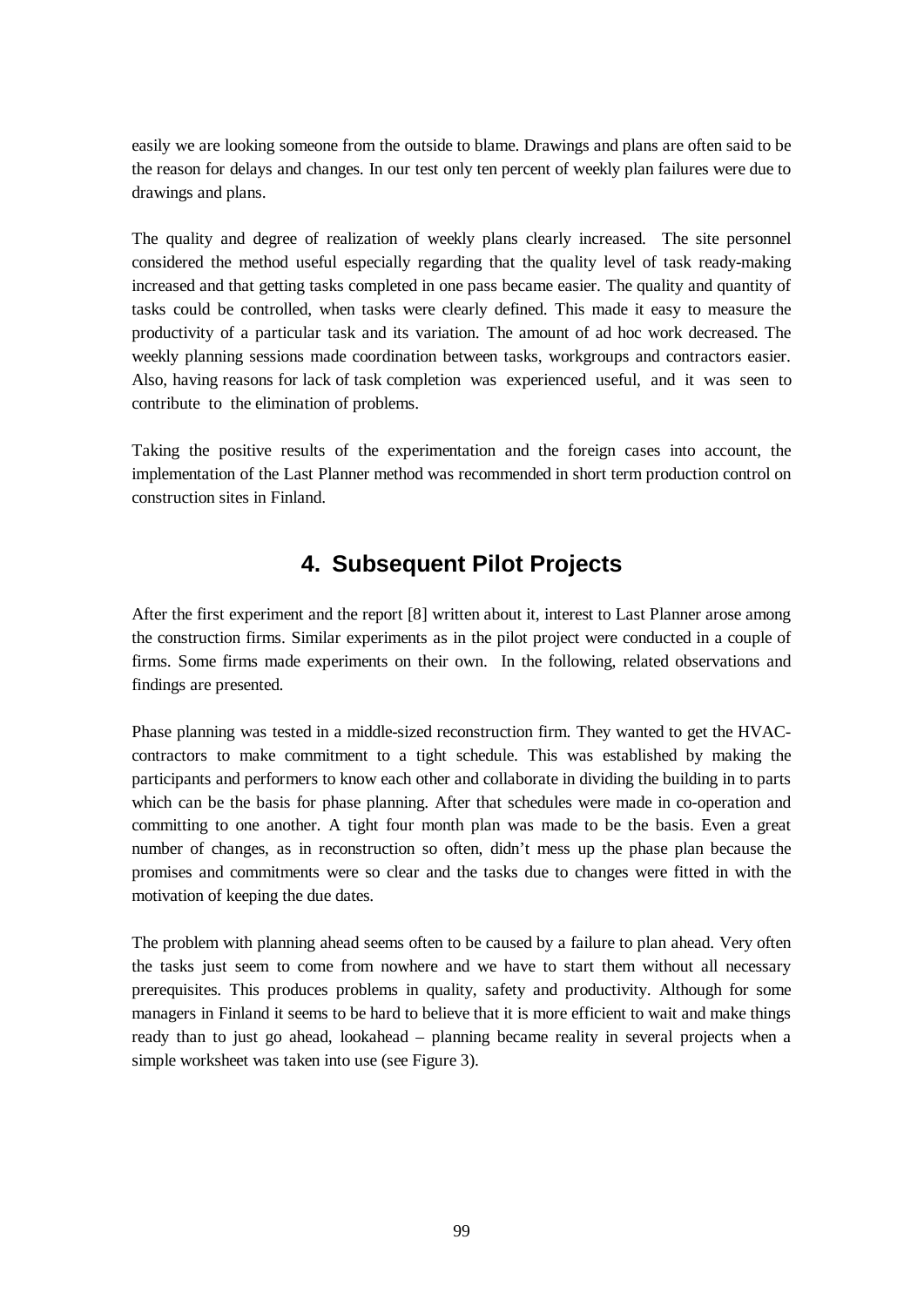easily we are looking someone from the outside to blame. Drawings and plans are often said to be the reason for delays and changes. In our test only ten percent of weekly plan failures were due to drawings and plans.

The quality and degree of realization of weekly plans clearly increased. The site personnel considered the method useful especially regarding that the quality level of task ready-making increased and that getting tasks completed in one pass became easier. The quality and quantity of tasks could be controlled, when tasks were clearly defined. This made it easy to measure the productivity of a particular task and its variation. The amount of ad hoc work decreased. The weekly planning sessions made coordination between tasks, workgroups and contractors easier. Also, having reasons for lack of task completion was experienced useful, and it was seen to contribute to the elimination of problems.

Taking the positive results of the experimentation and the foreign cases into account, the implementation of the Last Planner method was recommended in short term production control on construction sites in Finland.

## 4. Subsequent Pilot Projects

After the first experiment and the report [8] written about it, interest to Last Planner arose among the construction firms. Similar experiments as in the pilot project were conducted in a couple of firms. Some firms made experiments on their own. In the following, related observations and findings are presented.

Phase planning was tested in a middle-sized reconstruction firm. They wanted to get the HVAC-contractors to make commitment to a tight schedule. This was established by making the participants and performers to know each other and collaborate in dividing the building in to parts which can be the basis for phase planning. After that schedules were made in co-operation and committing to one another. A tight four month plan was made to be the basis. Even a great number of changes, as in reconstruction so often, didn't mess up the phase plan because the promises and commitments were so clear and the tasks due to changes were fitted in with the motivation of keeping the due dates.

The problem with planning ahead seems often to be caused by a failure to plan ahead. Very often the tasks just seem to come from nowhere and we have to start them without all necessary prerequisites. This produces problems in quality, safety and productivity. Although for some managers in Finland it seems to be hard to believe that it is more efficient to wait and make things ready than to just go ahead, lookahead – planning became reality in several projects when a simple worksheet was taken into use (see Figure 3).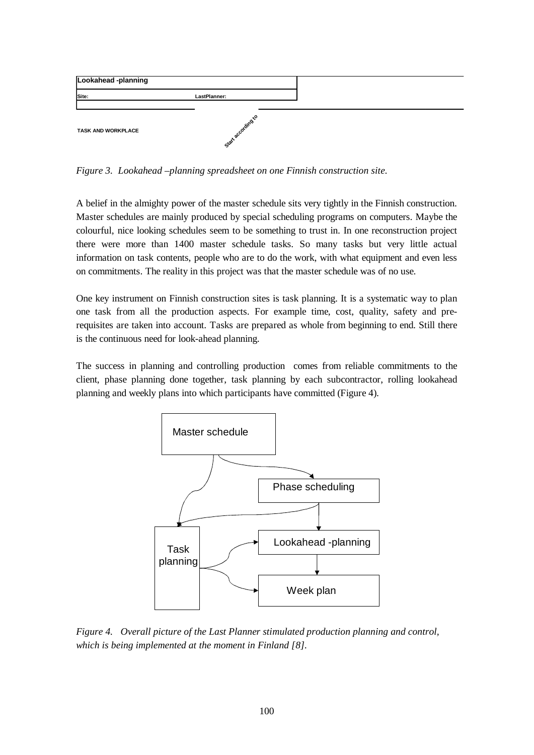| Lookahead -planning | | |
|---|---|---|
| Site: | LastPlanner: | |
| TASK AND WORKPLACE | Start according to | |

*Figure 3. Lookahead –planning spreadsheet on one Finnish construction site.*

A belief in the almighty power of the master schedule sits very tightly in the Finnish construction. Master schedules are mainly produced by special scheduling programs on computers. Maybe the colourful, nice looking schedules seem to be something to trust in. In one reconstruction project there were more than 1400 master schedule tasks. So many tasks but very little actual information on task contents, people who are to do the work, with what equipment and even less on commitments. The reality in this project was that the master schedule was of no use.

One key instrument on Finnish construction sites is task planning. It is a systematic way to plan one task from all the production aspects. For example time, cost, quality, safety and prerequisites are taken into account. Tasks are prepared as whole from beginning to end. Still there is the continuous need for look-ahead planning.

The success in planning and controlling production comes from reliable commitments to the client, phase planning done together, task planning by each subcontractor, rolling lookahead planning and weekly plans into which participants have committed (Figure 4).

Master schedule

Phase scheduling

Task planning

Lookahead -planning

Week plan

*Figure 4. Overall picture of the Last Planner stimulated production planning and control, which is being implemented at the moment in Finland [8].*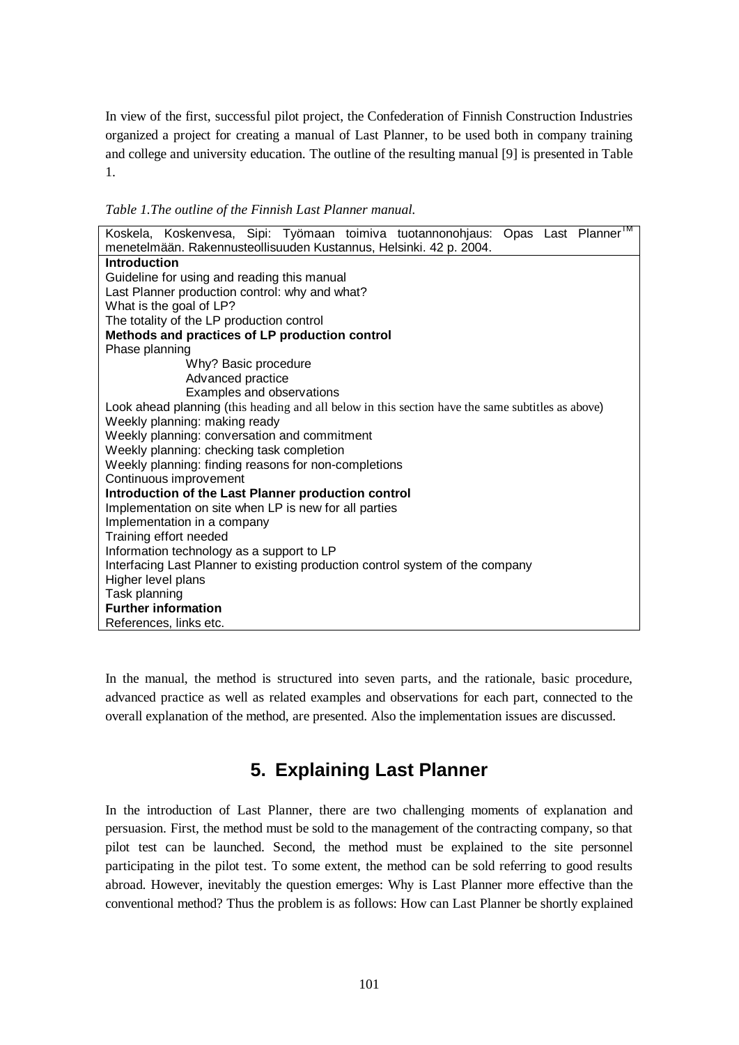In view of the first, successful pilot project, the Confederation of Finnish Construction Industries organized a project for creating a manual of Last Planner, to be used both in company training and college and university education. The outline of the resulting manual [9] is presented in Table 1.

*Table 1.The outline of the Finnish Last Planner manual.*

| Koskela, Koskenvesa, Sipi: Työmaan toimiva tuotannonohjaus: Opas Last Planner™ menetelmään. Rakennusteollisuuden Kustannus, Helsinki. 42 p. 2004. |
|---|
| **Introduction** |
| Guideline for using and reading this manual |
| Last Planner production control: why and what? |
| What is the goal of LP? |
| The totality of the LP production control |
| **Methods and practices of LP production control** |
| Phase planning |
| Why? Basic procedure |
| Advanced practice |
| Examples and observations |
| Look ahead planning (this heading and all below in this section have the same subtitles as above) |
| Weekly planning: making ready |
| Weekly planning: conversation and commitment |
| Weekly planning: checking task completion |
| Weekly planning: finding reasons for non-completions |
| Continuous improvement |
| **Introduction of the Last Planner production control** |
| Implementation on site when LP is new for all parties |
| Implementation in a company |
| Training effort needed |
| Information technology as a support to LP |
| Interfacing Last Planner to existing production control system of the company |
| Higher level plans |
| Task planning |
| **Further information** |
| References, links etc. |

In the manual, the method is structured into seven parts, and the rationale, basic procedure, advanced practice as well as related examples and observations for each part, connected to the overall explanation of the method, are presented. Also the implementation issues are discussed.

## 5. Explaining Last Planner

In the introduction of Last Planner, there are two challenging moments of explanation and persuasion. First, the method must be sold to the management of the contracting company, so that pilot test can be launched. Second, the method must be explained to the site personnel participating in the pilot test. To some extent, the method can be sold referring to good results abroad. However, inevitably the question emerges: Why is Last Planner more effective than the conventional method? Thus the problem is as follows: How can Last Planner be shortly explained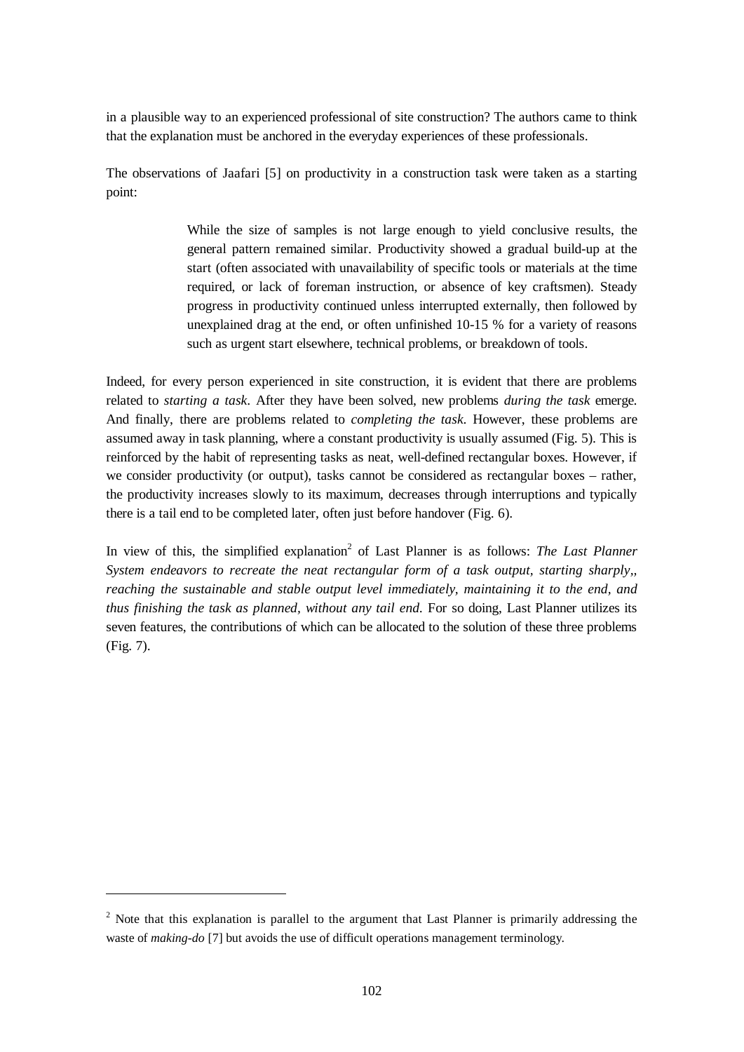in a plausible way to an experienced professional of site construction? The authors came to think that the explanation must be anchored in the everyday experiences of these professionals.

The observations of Jaafari [5] on productivity in a construction task were taken as a starting point:

> While the size of samples is not large enough to yield conclusive results, the general pattern remained similar. Productivity showed a gradual build-up at the start (often associated with unavailability of specific tools or materials at the time required, or lack of foreman instruction, or absence of key craftsmen). Steady progress in productivity continued unless interrupted externally, then followed by unexplained drag at the end, or often unfinished 10-15 % for a variety of reasons such as urgent start elsewhere, technical problems, or breakdown of tools.

Indeed, for every person experienced in site construction, it is evident that there are problems related to *starting a task*. After they have been solved, new problems *during the task* emerge. And finally, there are problems related to *completing the task*. However, these problems are assumed away in task planning, where a constant productivity is usually assumed (Fig. 5). This is reinforced by the habit of representing tasks as neat, well-defined rectangular boxes. However, if we consider productivity (or output), tasks cannot be considered as rectangular boxes – rather, the productivity increases slowly to its maximum, decreases through interruptions and typically there is a tail end to be completed later, often just before handover (Fig. 6).

In view of this, the simplified explanation[2] of Last Planner is as follows: *The Last Planner System endeavors to recreate the neat rectangular form of a task output, starting sharply,, reaching the sustainable and stable output level immediately, maintaining it to the end, and thus finishing the task as planned, without any tail end.* For so doing, Last Planner utilizes its seven features, the contributions of which can be allocated to the solution of these three problems (Fig. 7).

---

[2] Note that this explanation is parallel to the argument that Last Planner is primarily addressing the waste of *making-do* [7] but avoids the use of difficult operations management terminology.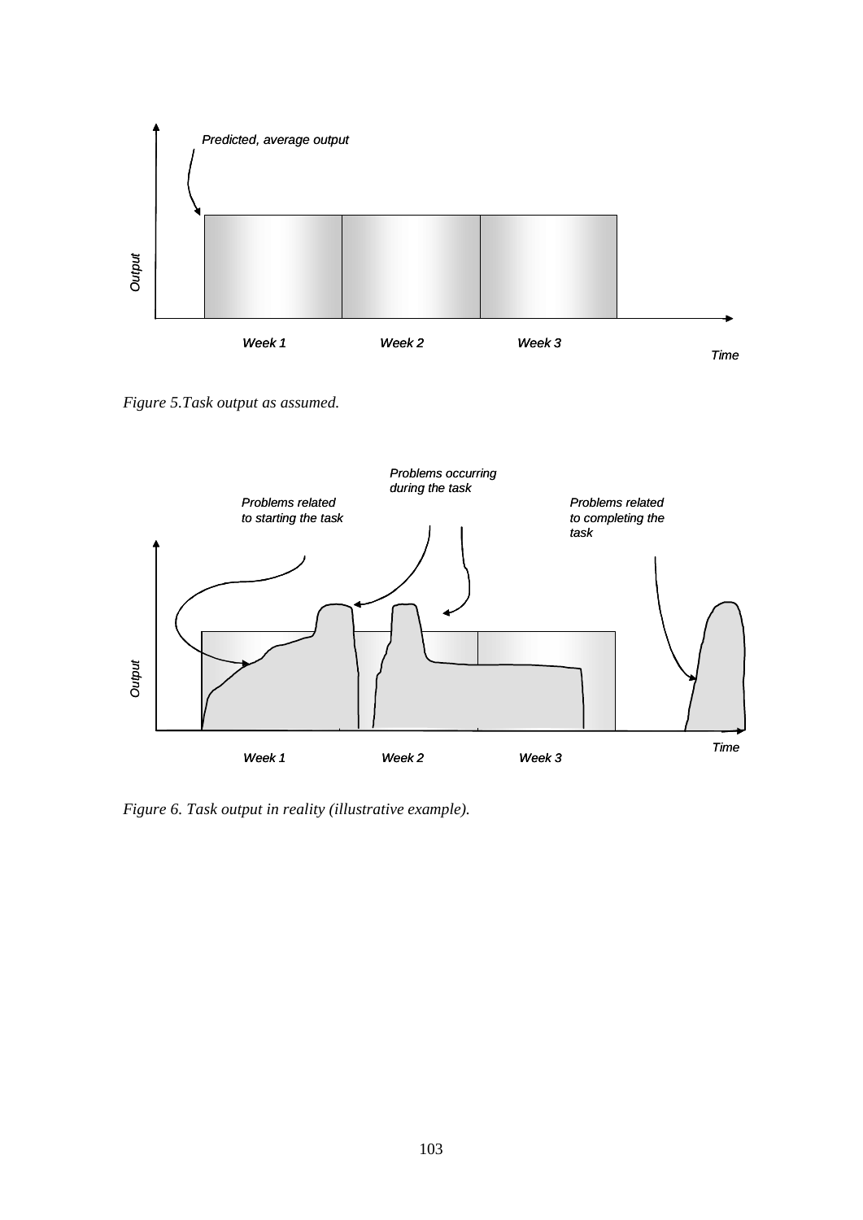Figure 5.Task output as assumed.

Figure 6. Task output in reality (illustrative example).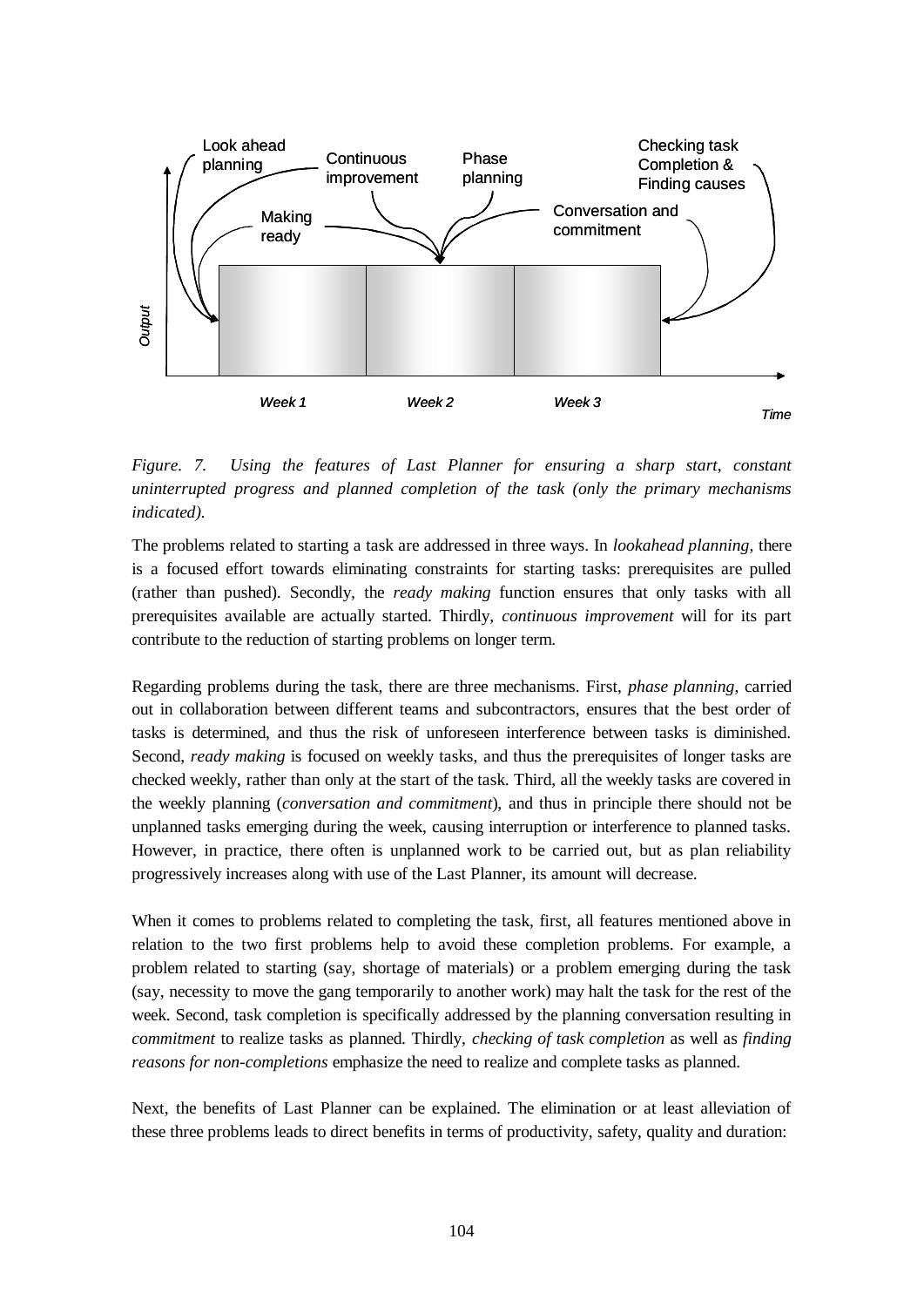*Figure. 7. Using the features of Last Planner for ensuring a sharp start, constant uninterrupted progress and planned completion of the task (only the primary mechanisms indicated).*

The problems related to starting a task are addressed in three ways. In *lookahead planning*, there is a focused effort towards eliminating constraints for starting tasks: prerequisites are pulled (rather than pushed). Secondly, the *ready making* function ensures that only tasks with all prerequisites available are actually started. Thirdly, *continuous improvement* will for its part contribute to the reduction of starting problems on longer term.

Regarding problems during the task, there are three mechanisms. First, *phase planning*, carried out in collaboration between different teams and subcontractors, ensures that the best order of tasks is determined, and thus the risk of unforeseen interference between tasks is diminished. Second, *ready making* is focused on weekly tasks, and thus the prerequisites of longer tasks are checked weekly, rather than only at the start of the task. Third, all the weekly tasks are covered in the weekly planning (*conversation and commitment*), and thus in principle there should not be unplanned tasks emerging during the week, causing interruption or interference to planned tasks. However, in practice, there often is unplanned work to be carried out, but as plan reliability progressively increases along with use of the Last Planner, its amount will decrease.

When it comes to problems related to completing the task, first, all features mentioned above in relation to the two first problems help to avoid these completion problems. For example, a problem related to starting (say, shortage of materials) or a problem emerging during the task (say, necessity to move the gang temporarily to another work) may halt the task for the rest of the week. Second, task completion is specifically addressed by the planning conversation resulting in *commitment* to realize tasks as planned. Thirdly, *checking of task completion* as well as *finding reasons for non-completions* emphasize the need to realize and complete tasks as planned.

Next, the benefits of Last Planner can be explained. The elimination or at least alleviation of these three problems leads to direct benefits in terms of productivity, safety, quality and duration: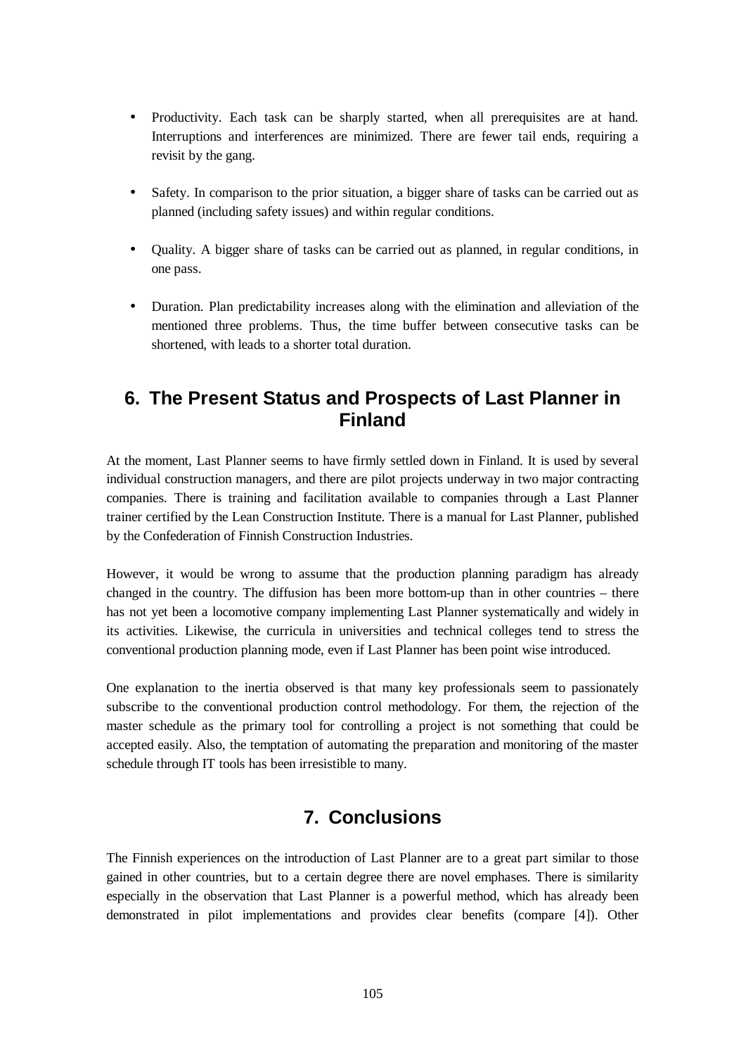- Productivity. Each task can be sharply started, when all prerequisites are at hand. Interruptions and interferences are minimized. There are fewer tail ends, requiring a revisit by the gang.

- Safety. In comparison to the prior situation, a bigger share of tasks can be carried out as planned (including safety issues) and within regular conditions.

- Quality. A bigger share of tasks can be carried out as planned, in regular conditions, in one pass.

- Duration. Plan predictability increases along with the elimination and alleviation of the mentioned three problems. Thus, the time buffer between consecutive tasks can be shortened, with leads to a shorter total duration.

## 6. The Present Status and Prospects of Last Planner in Finland

At the moment, Last Planner seems to have firmly settled down in Finland. It is used by several individual construction managers, and there are pilot projects underway in two major contracting companies. There is training and facilitation available to companies through a Last Planner trainer certified by the Lean Construction Institute. There is a manual for Last Planner, published by the Confederation of Finnish Construction Industries.

However, it would be wrong to assume that the production planning paradigm has already changed in the country. The diffusion has been more bottom-up than in other countries – there has not yet been a locomotive company implementing Last Planner systematically and widely in its activities. Likewise, the curricula in universities and technical colleges tend to stress the conventional production planning mode, even if Last Planner has been point wise introduced.

One explanation to the inertia observed is that many key professionals seem to passionately subscribe to the conventional production control methodology. For them, the rejection of the master schedule as the primary tool for controlling a project is not something that could be accepted easily. Also, the temptation of automating the preparation and monitoring of the master schedule through IT tools has been irresistible to many.

## 7. Conclusions

The Finnish experiences on the introduction of Last Planner are to a great part similar to those gained in other countries, but to a certain degree there are novel emphases. There is similarity especially in the observation that Last Planner is a powerful method, which has already been demonstrated in pilot implementations and provides clear benefits (compare [4]). Other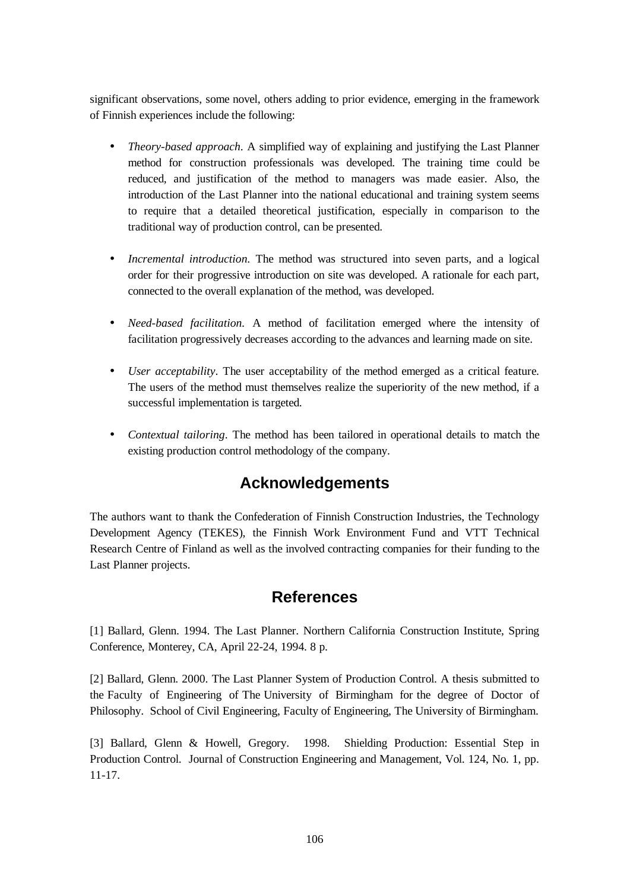significant observations, some novel, others adding to prior evidence, emerging in the framework of Finnish experiences include the following:

- *Theory-based approach*. A simplified way of explaining and justifying the Last Planner method for construction professionals was developed. The training time could be reduced, and justification of the method to managers was made easier. Also, the introduction of the Last Planner into the national educational and training system seems to require that a detailed theoretical justification, especially in comparison to the traditional way of production control, can be presented.

- *Incremental introduction*. The method was structured into seven parts, and a logical order for their progressive introduction on site was developed. A rationale for each part, connected to the overall explanation of the method, was developed.

- *Need-based facilitation*. A method of facilitation emerged where the intensity of facilitation progressively decreases according to the advances and learning made on site.

- *User acceptability*. The user acceptability of the method emerged as a critical feature. The users of the method must themselves realize the superiority of the new method, if a successful implementation is targeted.

- *Contextual tailoring*. The method has been tailored in operational details to match the existing production control methodology of the company.

## Acknowledgements

The authors want to thank the Confederation of Finnish Construction Industries, the Technology Development Agency (TEKES), the Finnish Work Environment Fund and VTT Technical Research Centre of Finland as well as the involved contracting companies for their funding to the Last Planner projects.

## References

[1] Ballard, Glenn. 1994. The Last Planner. Northern California Construction Institute, Spring Conference, Monterey, CA, April 22-24, 1994. 8 p.

[2] Ballard, Glenn. 2000. The Last Planner System of Production Control. A thesis submitted to the Faculty of Engineering of The University of Birmingham for the degree of Doctor of Philosophy. School of Civil Engineering, Faculty of Engineering, The University of Birmingham.

[3] Ballard, Glenn & Howell, Gregory. 1998. Shielding Production: Essential Step in Production Control. Journal of Construction Engineering and Management, Vol. 124, No. 1, pp. 11-17.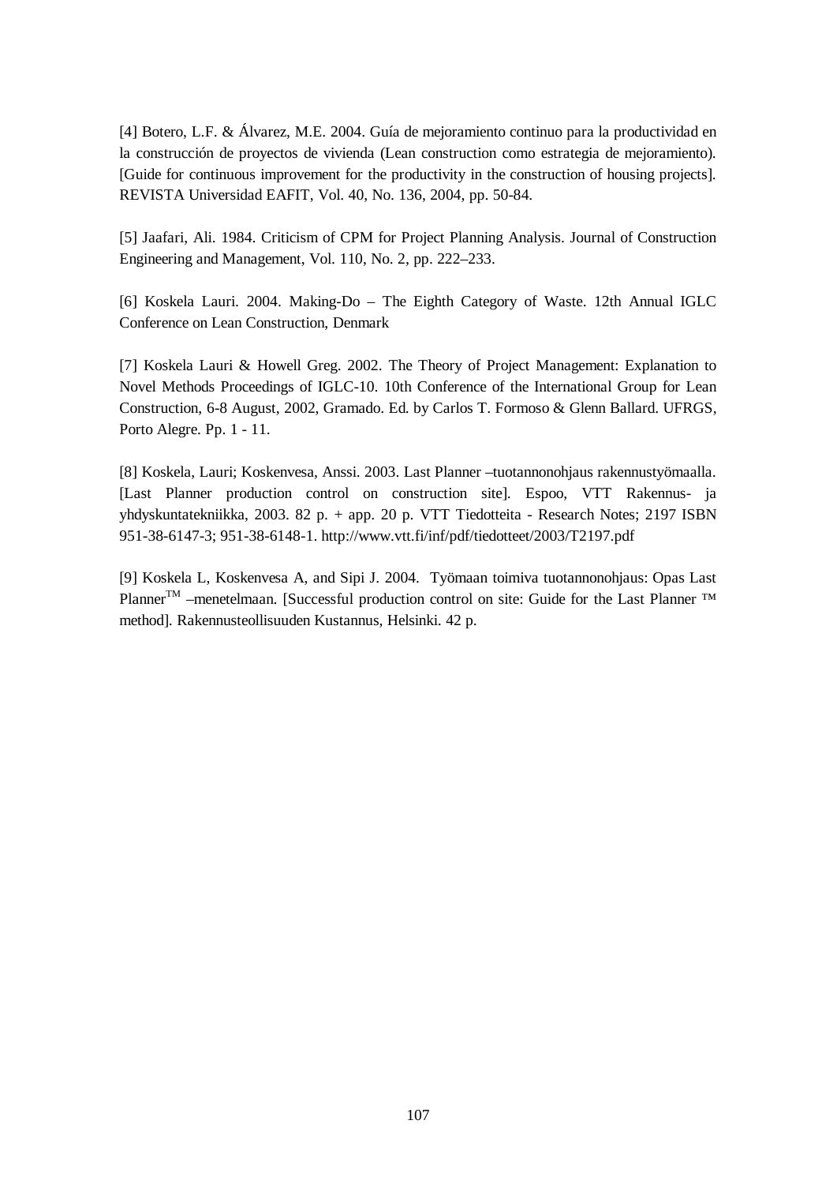[4] Botero, L.F. & Álvarez, M.E. 2004. Guía de mejoramiento continuo para la productividad en la construcción de proyectos de vivienda (Lean construction como estrategia de mejoramiento). [Guide for continuous improvement for the productivity in the construction of housing projects]. REVISTA Universidad EAFIT, Vol. 40, No. 136, 2004, pp. 50-84.

[5] Jaafari, Ali. 1984. Criticism of CPM for Project Planning Analysis. Journal of Construction Engineering and Management, Vol. 110, No. 2, pp. 222–233.

[6] Koskela Lauri. 2004. Making-Do – The Eighth Category of Waste. 12th Annual IGLC Conference on Lean Construction, Denmark

[7] Koskela Lauri & Howell Greg. 2002. The Theory of Project Management: Explanation to Novel Methods Proceedings of IGLC-10. 10th Conference of the International Group for Lean Construction, 6-8 August, 2002, Gramado. Ed. by Carlos T. Formoso & Glenn Ballard. UFRGS, Porto Alegre. Pp. 1 - 11.

[8] Koskela, Lauri; Koskenvesa, Anssi. 2003. Last Planner –tuotannonohjaus rakennustyömaalla. [Last Planner production control on construction site]. Espoo, VTT Rakennus- ja yhdyskuntatekniikka, 2003. 82 p. + app. 20 p. VTT Tiedotteita - Research Notes; 2197 ISBN 951-38-6147-3; 951-38-6148-1. http://www.vtt.fi/inf/pdf/tiedotteet/2003/T2197.pdf

[9] Koskela L, Koskenvesa A, and Sipi J. 2004. Työmaan toimiva tuotannonohjaus: Opas Last Planner™ –menetelmaan. [Successful production control on site: Guide for the Last Planner ™ method]. Rakennusteollisuuden Kustannus, Helsinki. 42 p.